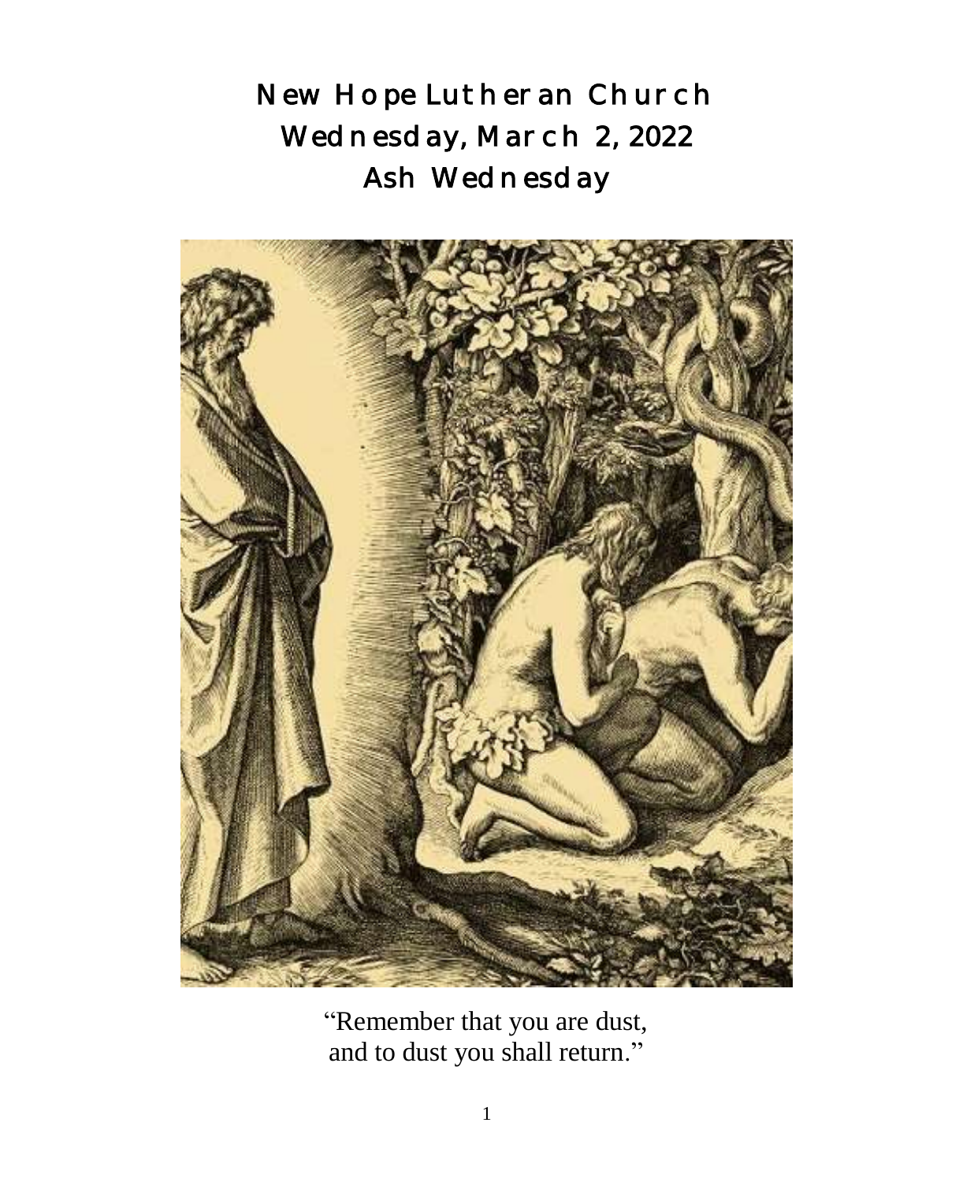# New Hope Lutheran Church
# Wednesday, March 2, 2022
# Ash Wednesday

"Remember that you are dust,
and to dust you shall return."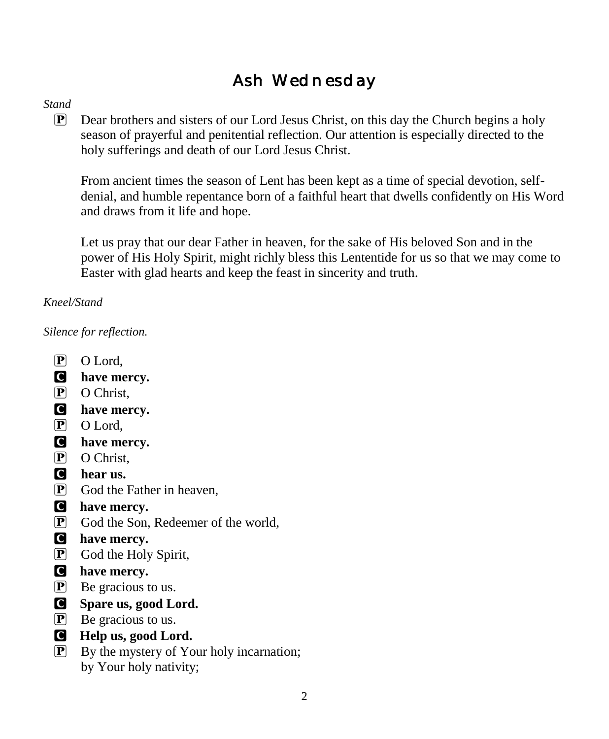# Ash Wednesday

*Stand*

P Dear brothers and sisters of our Lord Jesus Christ, on this day the Church begins a holy season of prayerful and penitential reflection. Our attention is especially directed to the holy sufferings and death of our Lord Jesus Christ.

From ancient times the season of Lent has been kept as a time of special devotion, self-denial, and humble repentance born of a faithful heart that dwells confidently on His Word and draws from it life and hope.

Let us pray that our dear Father in heaven, for the sake of His beloved Son and in the power of His Holy Spirit, might richly bless this Lententide for us so that we may come to Easter with glad hearts and keep the feast in sincerity and truth.

*Kneel/Stand*

*Silence for reflection.*

P O Lord,
C **have mercy.**
P O Christ,
C **have mercy.**
P O Lord,
C **have mercy.**
P O Christ,
C **hear us.**
P God the Father in heaven,
C **have mercy.**
P God the Son, Redeemer of the world,
C **have mercy.**
P God the Holy Spirit,
C **have mercy.**
P Be gracious to us.
C **Spare us, good Lord.**
P Be gracious to us.
C **Help us, good Lord.**
P By the mystery of Your holy incarnation;
by Your holy nativity;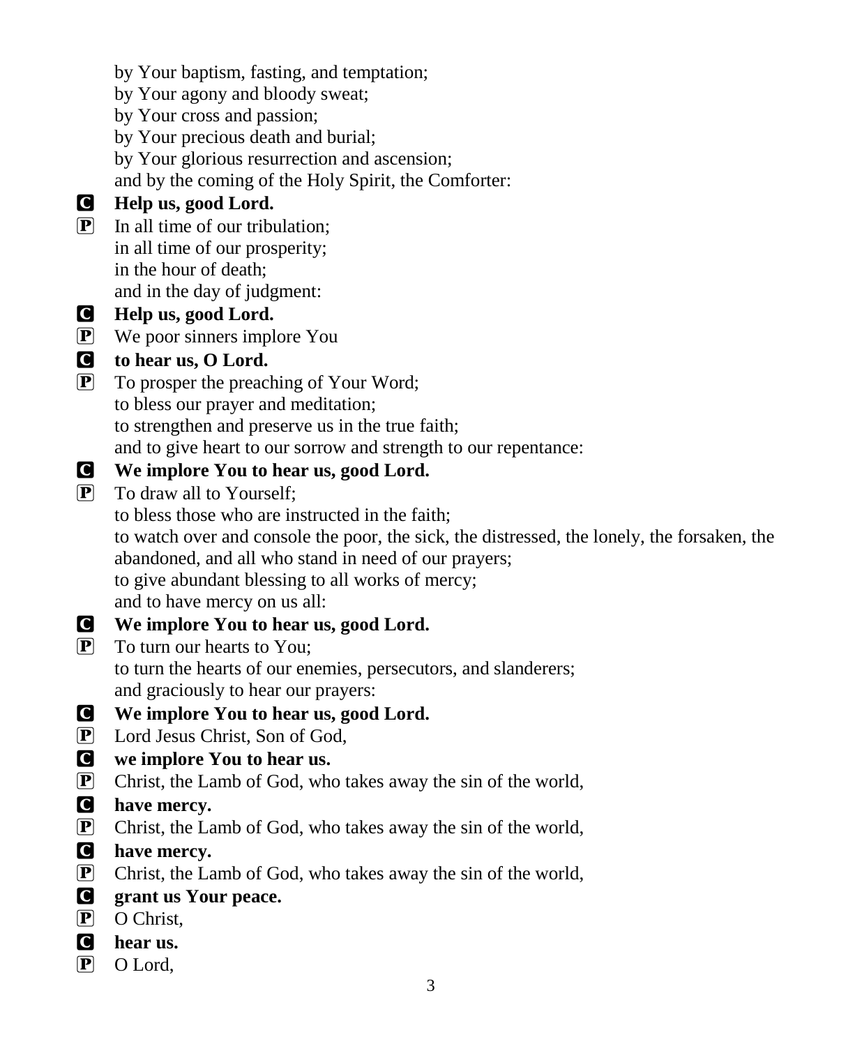by Your baptism, fasting, and temptation;
by Your agony and bloody sweat;
by Your cross and passion;
by Your precious death and burial;
by Your glorious resurrection and ascension;
and by the coming of the Holy Spirit, the Comforter:

C **Help us, good Lord.**

P In all time of our tribulation;
in all time of our prosperity;
in the hour of death;
and in the day of judgment:

C **Help us, good Lord.**

P We poor sinners implore You

C **to hear us, O Lord.**

P To prosper the preaching of Your Word;
to bless our prayer and meditation;
to strengthen and preserve us in the true faith;
and to give heart to our sorrow and strength to our repentance:

C **We implore You to hear us, good Lord.**

P To draw all to Yourself;
to bless those who are instructed in the faith;
to watch over and console the poor, the sick, the distressed, the lonely, the forsaken, the abandoned, and all who stand in need of our prayers;
to give abundant blessing to all works of mercy;
and to have mercy on us all:

C **We implore You to hear us, good Lord.**

P To turn our hearts to You;
to turn the hearts of our enemies, persecutors, and slanderers;
and graciously to hear our prayers:

C **We implore You to hear us, good Lord.**

P Lord Jesus Christ, Son of God,

C **we implore You to hear us.**

P Christ, the Lamb of God, who takes away the sin of the world,

C **have mercy.**

P Christ, the Lamb of God, who takes away the sin of the world,

C **have mercy.**

P Christ, the Lamb of God, who takes away the sin of the world,

C **grant us Your peace.**

P O Christ,

C **hear us.**

P O Lord,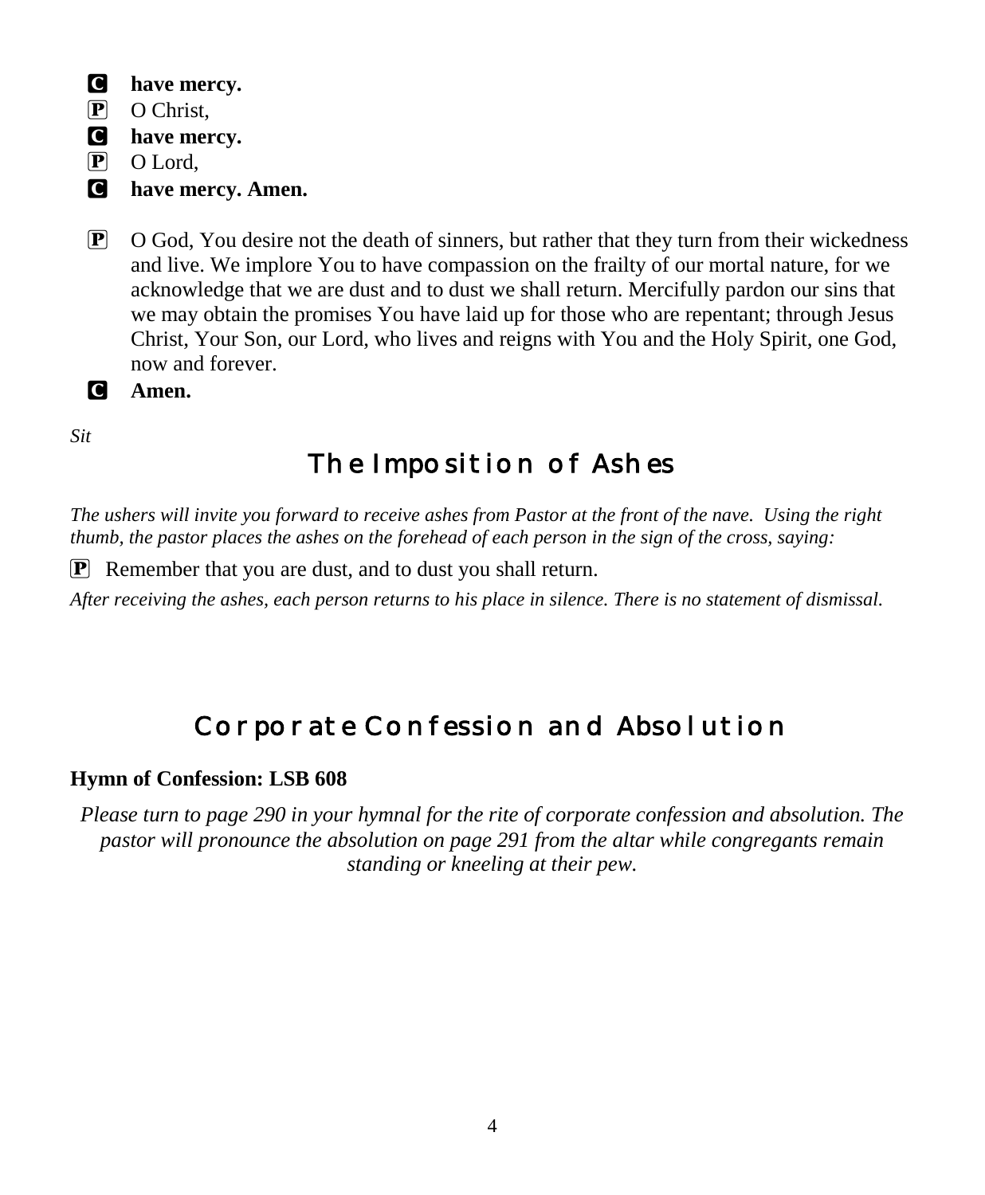**C** **have mercy.**
**P** O Christ,
**C** **have mercy.**
**P** O Lord,
**C** **have mercy. Amen.**

**P** O God, You desire not the death of sinners, but rather that they turn from their wickedness and live. We implore You to have compassion on the frailty of our mortal nature, for we acknowledge that we are dust and to dust we shall return. Mercifully pardon our sins that we may obtain the promises You have laid up for those who are repentant; through Jesus Christ, Your Son, our Lord, who lives and reigns with You and the Holy Spirit, one God, now and forever.
**C** **Amen.**

*Sit*

## The Imposition of Ashes

*The ushers will invite you forward to receive ashes from Pastor at the front of the nave. Using the right thumb, the pastor places the ashes on the forehead of each person in the sign of the cross, saying:*

**P** Remember that you are dust, and to dust you shall return.

*After receiving the ashes, each person returns to his place in silence. There is no statement of dismissal.*

## Corporate Confession and Absolution

**Hymn of Confession: LSB 608**

*Please turn to page 290 in your hymnal for the rite of corporate confession and absolution. The pastor will pronounce the absolution on page 291 from the altar while congregants remain standing or kneeling at their pew.*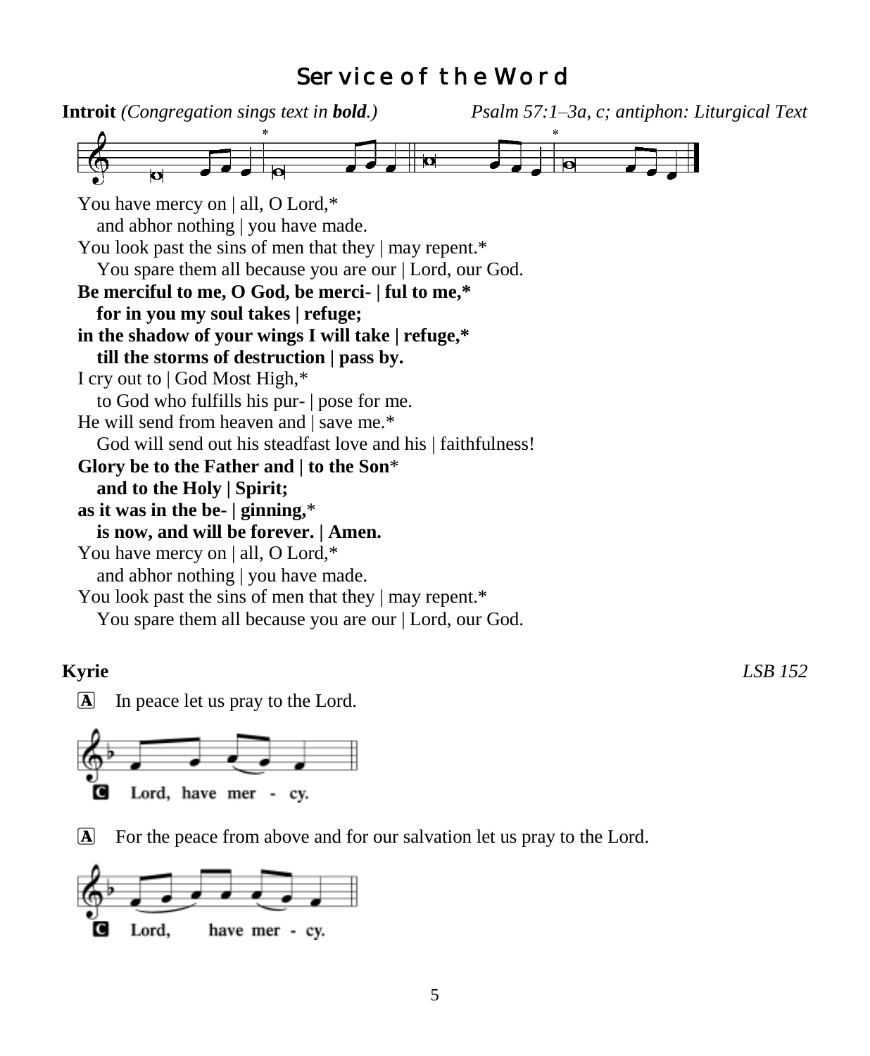# Service of the Word

**Introit** *(Congregation sings text in* ***bold****.)* *Psalm 57:1–3a, c; antiphon: Liturgical Text*

You have mercy on | all, O Lord,*
 and abhor nothing | you have made.
You look past the sins of men that they | may repent.*
 You spare them all because you are our | Lord, our God.
**Be merciful to me, O God, be merci- | ful to me,***
 **for in you my soul takes | refuge;**
**in the shadow of your wings I will take | refuge,***
 **till the storms of destruction | pass by.**
I cry out to | God Most High,*
 to God who fulfills his pur- | pose for me.
He will send from heaven and | save me.*
 God will send out his steadfast love and his | faithfulness!
**Glory be to the Father and | to the Son***
 **and to the Holy | Spirit;**
**as it was in the be- | ginning,***
 **is now, and will be forever. | Amen.**
You have mercy on | all, O Lord,*
 and abhor nothing | you have made.
You look past the sins of men that they | may repent.*
 You spare them all because you are our | Lord, our God.

**Kyrie** *LSB 152*

A In peace let us pray to the Lord.

C **Lord, have mer - cy.**

A For the peace from above and for our salvation let us pray to the Lord.

C **Lord, have mer - cy.**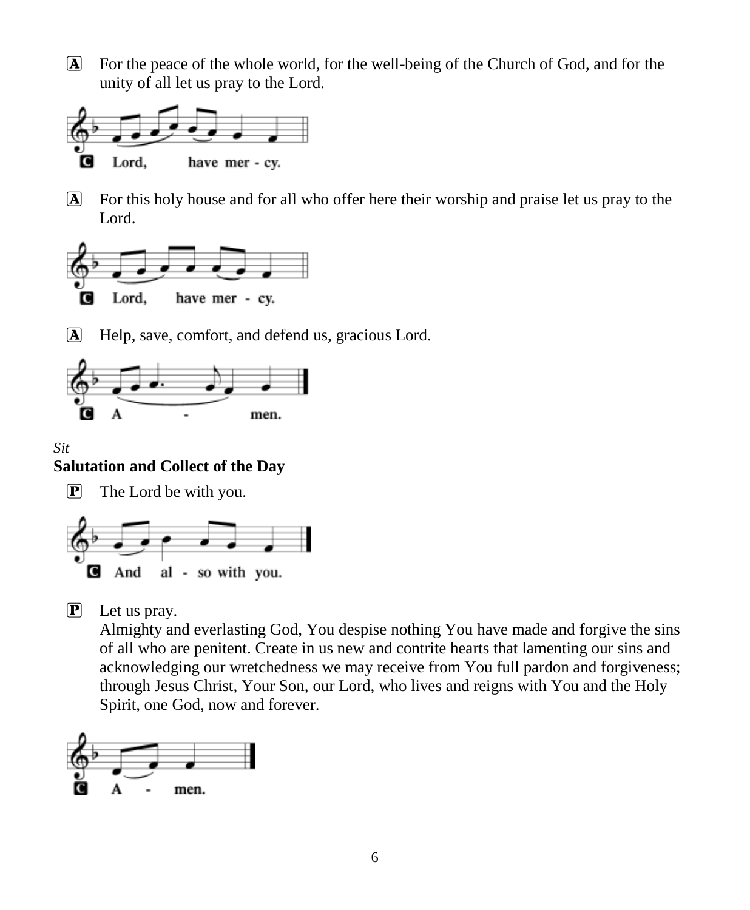A For the peace of the whole world, for the well-being of the Church of God, and for the unity of all let us pray to the Lord.

C Lord, have mer - cy.

A For this holy house and for all who offer here their worship and praise let us pray to the Lord.

C Lord, have mer - cy.

A Help, save, comfort, and defend us, gracious Lord.

C A - men.

*Sit*

**Salutation and Collect of the Day**

P The Lord be with you.

C And al - so with you.

P Let us pray.
Almighty and everlasting God, You despise nothing You have made and forgive the sins of all who are penitent. Create in us new and contrite hearts that lamenting our sins and acknowledging our wretchedness we may receive from You full pardon and forgiveness; through Jesus Christ, Your Son, our Lord, who lives and reigns with You and the Holy Spirit, one God, now and forever.

C A - men.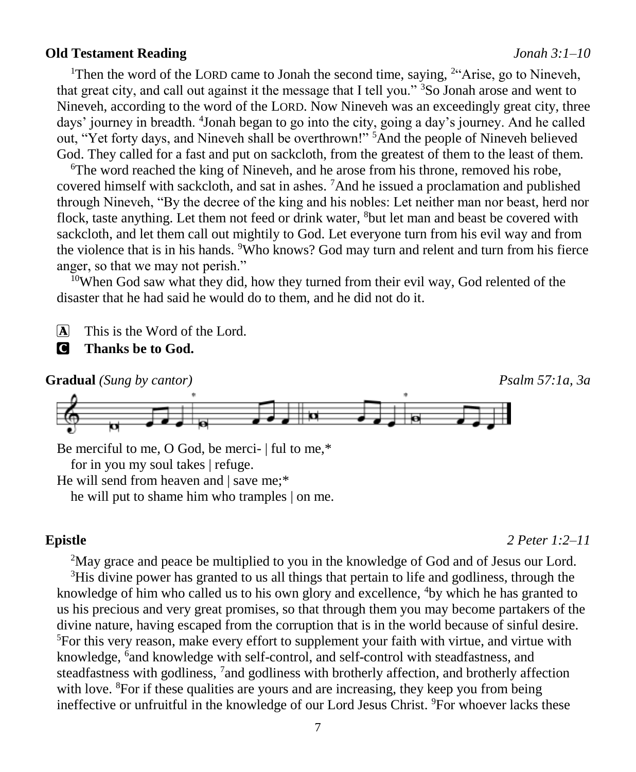**Old Testament Reading** *Jonah 3:1–10*

[1]Then the word of the LORD came to Jonah the second time, saying, [2]"Arise, go to Nineveh, that great city, and call out against it the message that I tell you." [3]So Jonah arose and went to Nineveh, according to the word of the LORD. Now Nineveh was an exceedingly great city, three days' journey in breadth. [4]Jonah began to go into the city, going a day's journey. And he called out, "Yet forty days, and Nineveh shall be overthrown!" [5]And the people of Nineveh believed God. They called for a fast and put on sackcloth, from the greatest of them to the least of them.

[6]The word reached the king of Nineveh, and he arose from his throne, removed his robe, covered himself with sackcloth, and sat in ashes. [7]And he issued a proclamation and published through Nineveh, "By the decree of the king and his nobles: Let neither man nor beast, herd nor flock, taste anything. Let them not feed or drink water, [8]but let man and beast be covered with sackcloth, and let them call out mightily to God. Let everyone turn from his evil way and from the violence that is in his hands. [9]Who knows? God may turn and relent and turn from his fierce anger, so that we may not perish."

[10]When God saw what they did, how they turned from their evil way, God relented of the disaster that he had said he would do to them, and he did not do it.

A This is the Word of the Lord.
C **Thanks be to God.**

**Gradual** *(Sung by cantor)* *Psalm 57:1a, 3a*

Be merciful to me, O God, be merci- | ful to me,*
  for in you my soul takes | refuge.
He will send from heaven and | save me;*
  he will put to shame him who tramples | on me.

**Epistle** *2 Peter 1:2–11*

[2]May grace and peace be multiplied to you in the knowledge of God and of Jesus our Lord.
[3]His divine power has granted to us all things that pertain to life and godliness, through the knowledge of him who called us to his own glory and excellence, [4]by which he has granted to us his precious and very great promises, so that through them you may become partakers of the divine nature, having escaped from the corruption that is in the world because of sinful desire. [5]For this very reason, make every effort to supplement your faith with virtue, and virtue with knowledge, [6]and knowledge with self-control, and self-control with steadfastness, and steadfastness with godliness, [7]and godliness with brotherly affection, and brotherly affection with love. [8]For if these qualities are yours and are increasing, they keep you from being ineffective or unfruitful in the knowledge of our Lord Jesus Christ. [9]For whoever lacks these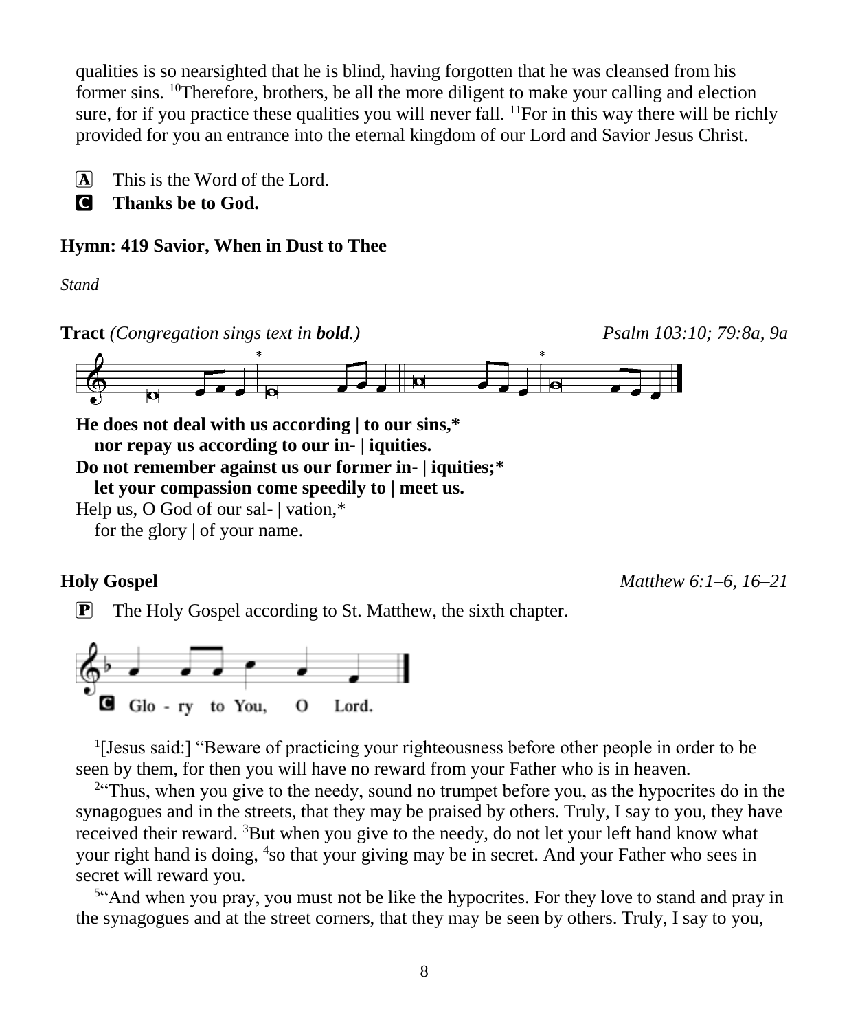qualities is so nearsighted that he is blind, having forgotten that he was cleansed from his former sins. [10]Therefore, brothers, be all the more diligent to make your calling and election sure, for if you practice these qualities you will never fall. [11]For in this way there will be richly provided for you an entrance into the eternal kingdom of our Lord and Savior Jesus Christ.

A This is the Word of the Lord.
C **Thanks be to God.**

### Hymn: 419 Savior, When in Dust to Thee

*Stand*

**Tract** *(Congregation sings text in **bold**.)* *Psalm 103:10; 79:8a, 9a*

**He does not deal with us according | to our sins,***
**nor repay us according to our in- | iquities.**
**Do not remember against us our former in- | iquities;***
**let your compassion come speedily to | meet us.**
Help us, O God of our sal- | vation,*
for the glory | of your name.

**Holy Gospel** *Matthew 6:1–6, 16–21*

P The Holy Gospel according to St. Matthew, the sixth chapter.

C Glo - ry to You, O Lord.

[1][Jesus said:] "Beware of practicing your righteousness before other people in order to be seen by them, for then you will have no reward from your Father who is in heaven.

[2]"Thus, when you give to the needy, sound no trumpet before you, as the hypocrites do in the synagogues and in the streets, that they may be praised by others. Truly, I say to you, they have received their reward. [3]But when you give to the needy, do not let your left hand know what your right hand is doing, [4]so that your giving may be in secret. And your Father who sees in secret will reward you.

[5]"And when you pray, you must not be like the hypocrites. For they love to stand and pray in the synagogues and at the street corners, that they may be seen by others. Truly, I say to you,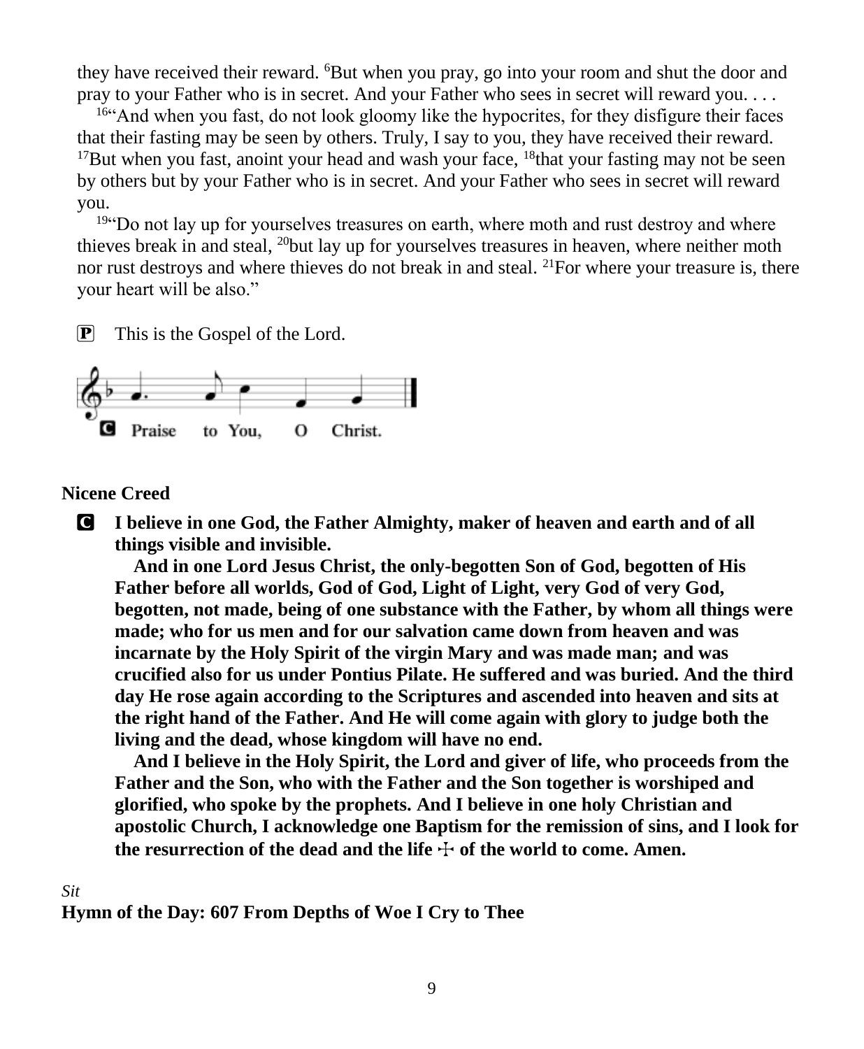they have received their reward. [6]But when you pray, go into your room and shut the door and pray to your Father who is in secret. And your Father who sees in secret will reward you. . . .

[16]"And when you fast, do not look gloomy like the hypocrites, for they disfigure their faces that their fasting may be seen by others. Truly, I say to you, they have received their reward. [17]But when you fast, anoint your head and wash your face, [18]that your fasting may not be seen by others but by your Father who is in secret. And your Father who sees in secret will reward you.

[19]"Do not lay up for yourselves treasures on earth, where moth and rust destroy and where thieves break in and steal, [20]but lay up for yourselves treasures in heaven, where neither moth nor rust destroys and where thieves do not break in and steal. [21]For where your treasure is, there your heart will be also."

P This is the Gospel of the Lord.

C Praise to You, O Christ.

**Nicene Creed**

C **I believe in one God, the Father Almighty, maker of heaven and earth and of all things visible and invisible.**

**And in one Lord Jesus Christ, the only-begotten Son of God, begotten of His Father before all worlds, God of God, Light of Light, very God of very God, begotten, not made, being of one substance with the Father, by whom all things were made; who for us men and for our salvation came down from heaven and was incarnate by the Holy Spirit of the virgin Mary and was made man; and was crucified also for us under Pontius Pilate. He suffered and was buried. And the third day He rose again according to the Scriptures and ascended into heaven and sits at the right hand of the Father. And He will come again with glory to judge both the living and the dead, whose kingdom will have no end.**

**And I believe in the Holy Spirit, the Lord and giver of life, who proceeds from the Father and the Son, who with the Father and the Son together is worshiped and glorified, who spoke by the prophets. And I believe in one holy Christian and apostolic Church, I acknowledge one Baptism for the remission of sins, and I look for the resurrection of the dead and the life ☩ of the world to come. Amen.**

*Sit*

**Hymn of the Day: 607 From Depths of Woe I Cry to Thee**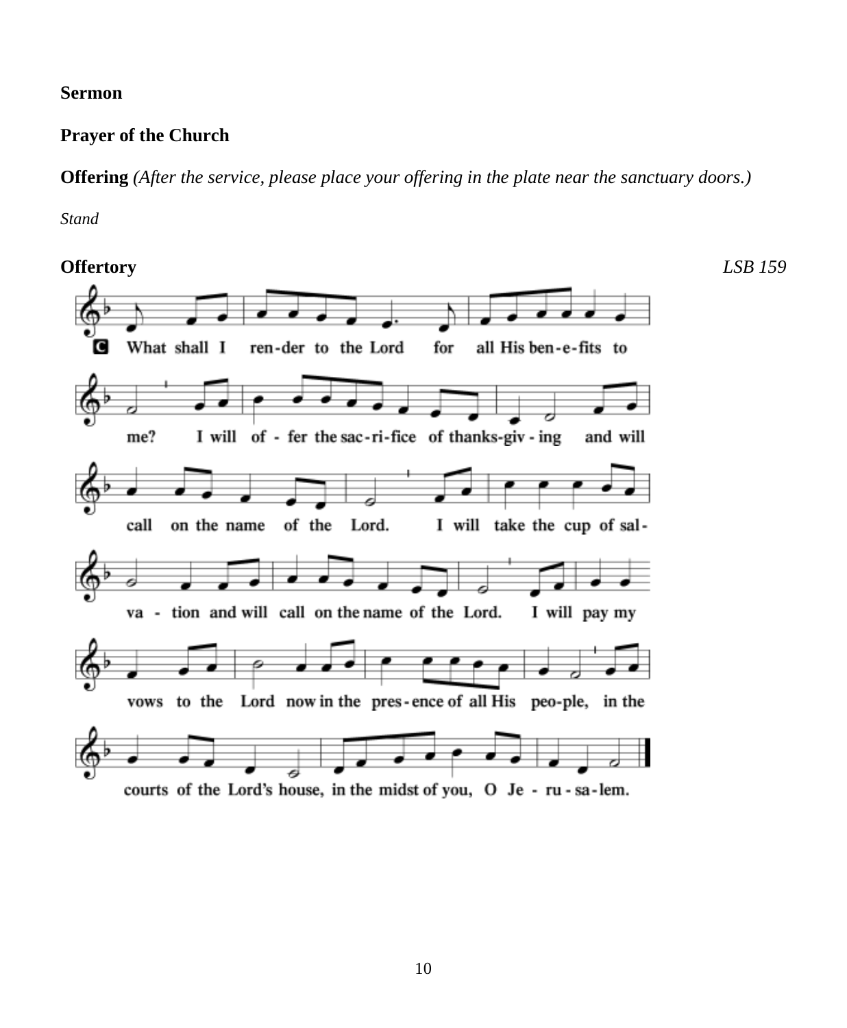**Sermon**

**Prayer of the Church**

**Offering** *(After the service, please place your offering in the plate near the sanctuary doors.)*

*Stand*

**Offertory** *LSB 159*

C What shall I ren-der to the Lord for all His ben-e-fits to me? I will of - fer the sac-ri-fice of thanks-giv - ing and will call on the name of the Lord. I will take the cup of sal - va - tion and will call on the name of the Lord. I will pay my vows to the Lord now in the pres-ence of all His peo-ple, in the courts of the Lord's house, in the midst of you, O Je - ru - sa - lem.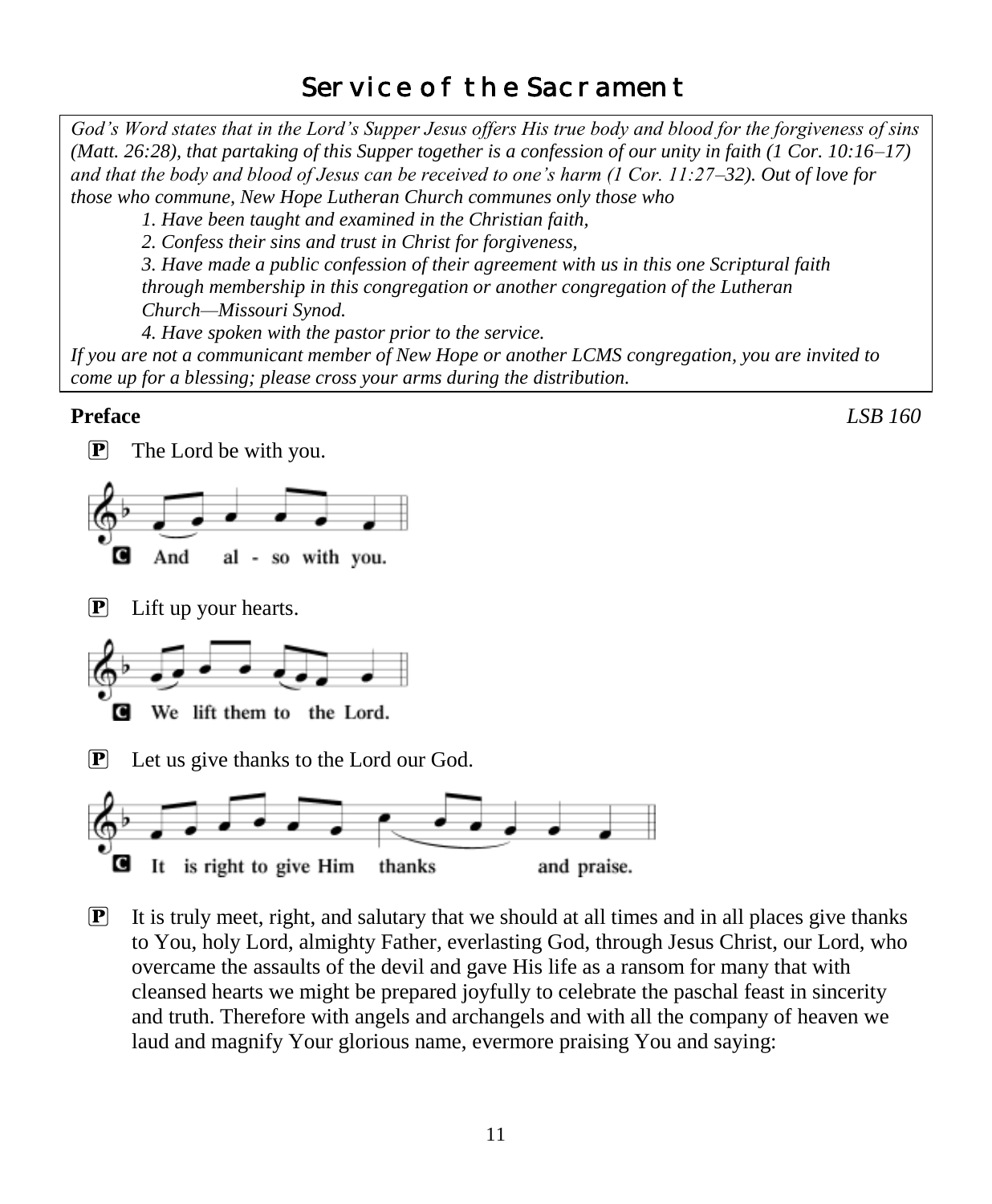# Service of the Sacrament

*God's Word states that in the Lord's Supper Jesus offers His true body and blood for the forgiveness of sins (Matt. 26:28), that partaking of this Supper together is a confession of our unity in faith (1 Cor. 10:16–17) and that the body and blood of Jesus can be received to one's harm (1 Cor. 11:27–32). Out of love for those who commune, New Hope Lutheran Church communes only those who*

1. *Have been taught and examined in the Christian faith,*
2. *Confess their sins and trust in Christ for forgiveness,*
3. *Have made a public confession of their agreement with us in this one Scriptural faith through membership in this congregation or another congregation of the Lutheran Church—Missouri Synod.*
4. *Have spoken with the pastor prior to the service.*

*If you are not a communicant member of New Hope or another LCMS congregation, you are invited to come up for a blessing; please cross your arms during the distribution.*

**Preface** *LSB 160*

P The Lord be with you.

C And also with you.

P Lift up your hearts.

C We lift them to the Lord.

P Let us give thanks to the Lord our God.

C It is right to give Him thanks and praise.

P It is truly meet, right, and salutary that we should at all times and in all places give thanks to You, holy Lord, almighty Father, everlasting God, through Jesus Christ, our Lord, who overcame the assaults of the devil and gave His life as a ransom for many that with cleansed hearts we might be prepared joyfully to celebrate the paschal feast in sincerity and truth. Therefore with angels and archangels and with all the company of heaven we laud and magnify Your glorious name, evermore praising You and saying: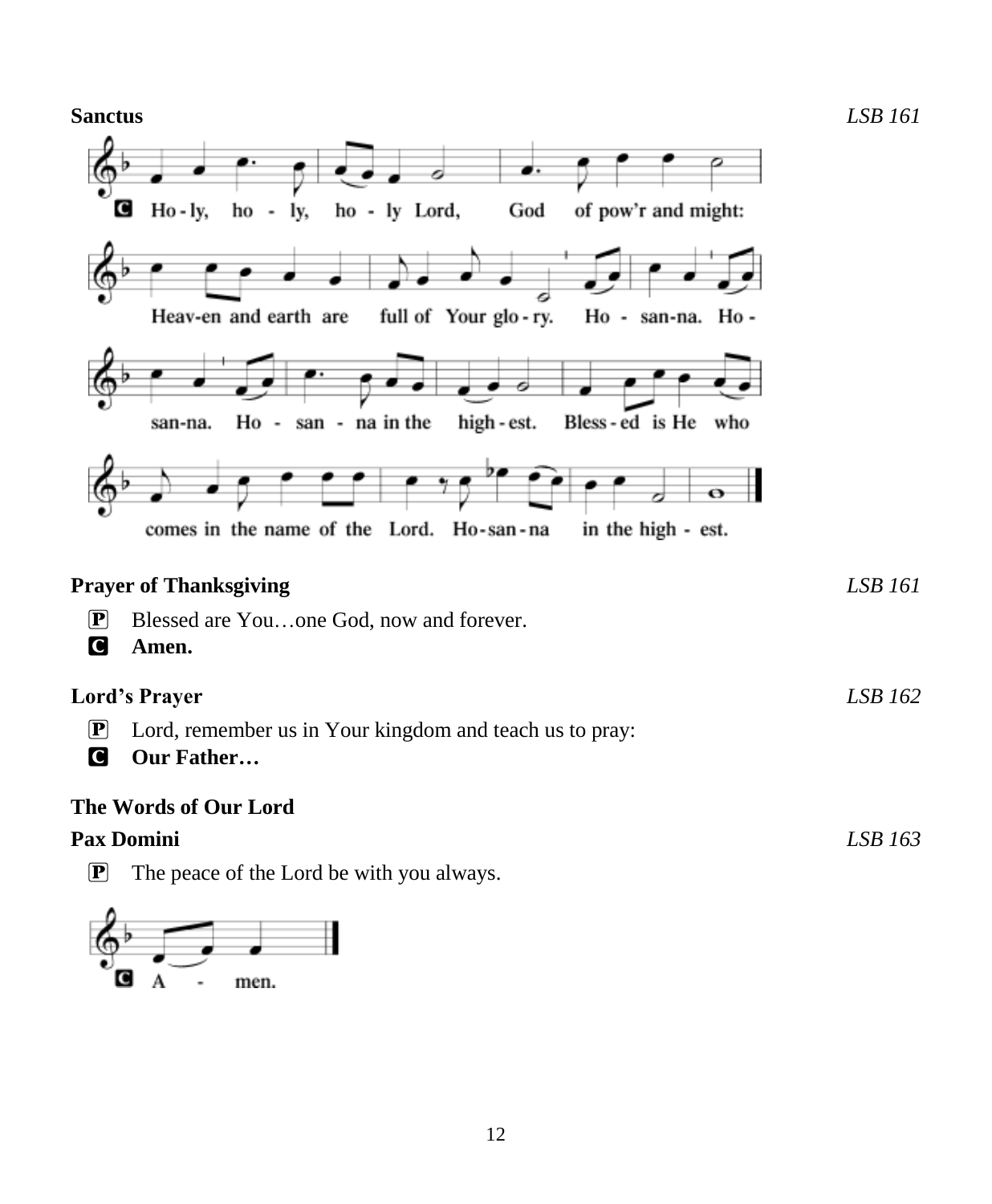**Sanctus** *LSB 161*

C Holy, holy, holy Lord, God of pow'r and might:
Heaven and earth are full of Your glory. Hosanna. Hosanna. Hosanna in the highest. Blessed is He who comes in the name of the Lord. Hosanna in the highest.

**Prayer of Thanksgiving** *LSB 161*

P Blessed are You…one God, now and forever.

C **Amen.**

**Lord's Prayer** *LSB 162*

P Lord, remember us in Your kingdom and teach us to pray:

C **Our Father…**

**The Words of Our Lord**

**Pax Domini** *LSB 163*

P The peace of the Lord be with you always.

C Amen.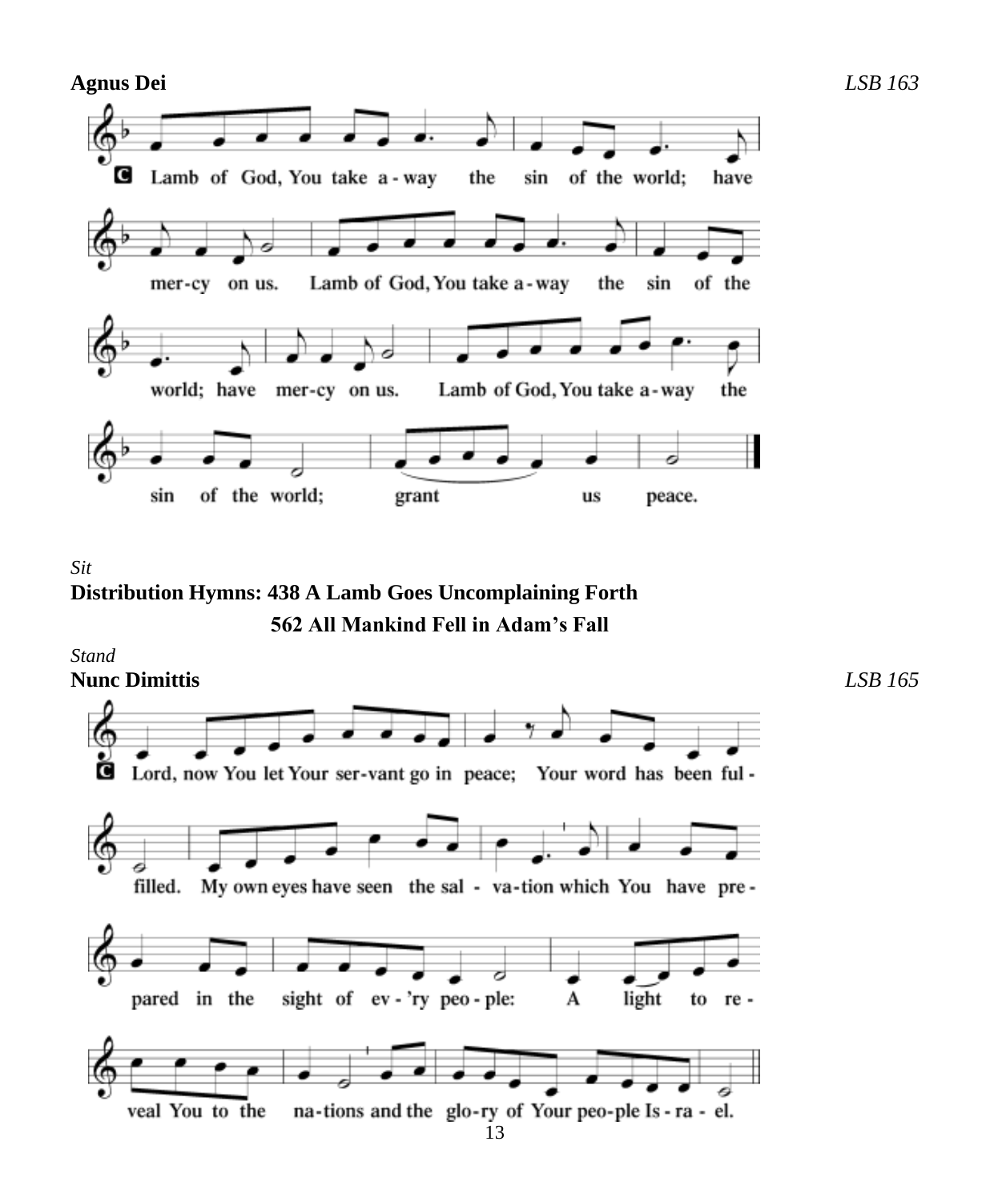**Agnus Dei** *LSB 163*

C Lamb of God, You take away the sin of the world; have mercy on us. Lamb of God, You take away the sin of the world; have mercy on us. Lamb of God, You take away the sin of the world; grant us peace.

*Sit*

**Distribution Hymns: 438 A Lamb Goes Uncomplaining Forth**

**562 All Mankind Fell in Adam's Fall**

*Stand*

**Nunc Dimittis** *LSB 165*

C Lord, now You let Your servant go in peace; Your word has been fulfilled. My own eyes have seen the salvation which You have prepared in the sight of ev'ry people: A light to reveal You to the nations and the glory of Your people Israel.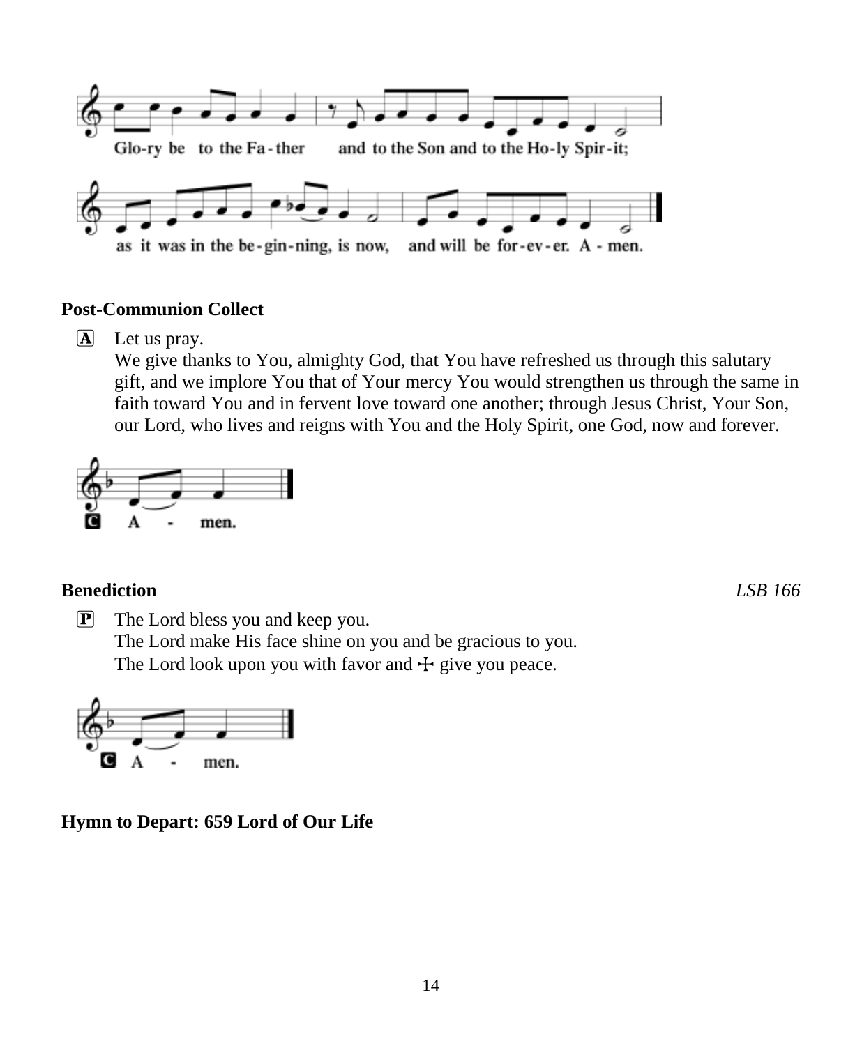Glo-ry be to the Fa-ther and to the Son and to the Ho-ly Spir-it;

as it was in the be-gin-ning, is now, and will be for-ev-er. A - men.

**Post-Communion Collect**

Ⓐ Let us pray.
We give thanks to You, almighty God, that You have refreshed us through this salutary gift, and we implore You that of Your mercy You would strengthen us through the same in faith toward You and in fervent love toward one another; through Jesus Christ, Your Son, our Lord, who lives and reigns with You and the Holy Spirit, one God, now and forever.

Ⓒ A - men.

**Benediction** *LSB 166*

Ⓟ The Lord bless you and keep you.
The Lord make His face shine on you and be gracious to you.
The Lord look upon you with favor and ☩ give you peace.

Ⓒ A - men.

**Hymn to Depart: 659 Lord of Our Life**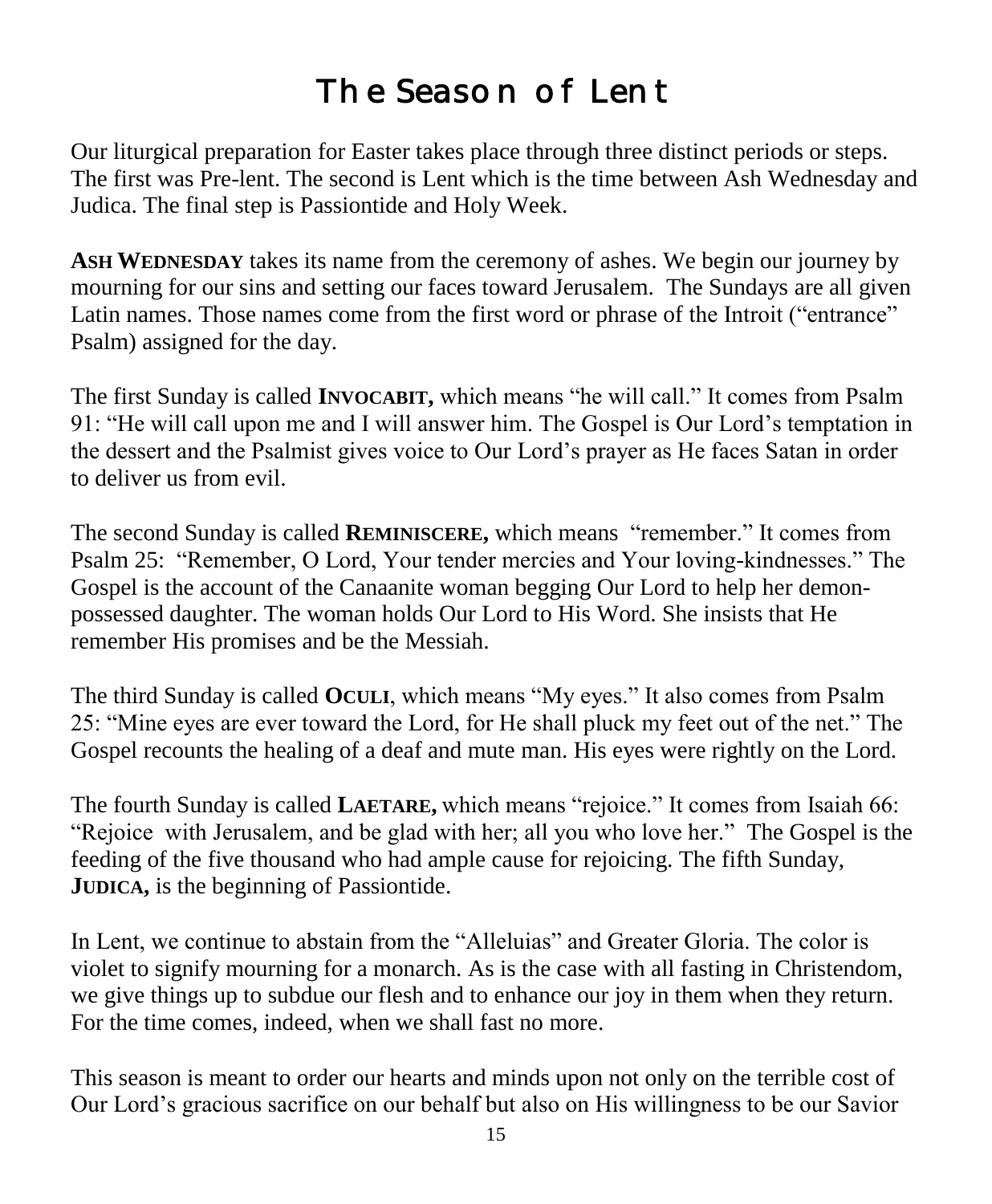# The Season of Lent

Our liturgical preparation for Easter takes place through three distinct periods or steps. The first was Pre-lent. The second is Lent which is the time between Ash Wednesday and Judica. The final step is Passiontide and Holy Week.

**ASH WEDNESDAY** takes its name from the ceremony of ashes. We begin our journey by mourning for our sins and setting our faces toward Jerusalem. The Sundays are all given Latin names. Those names come from the first word or phrase of the Introit ("entrance" Psalm) assigned for the day.

The first Sunday is called **INVOCABIT,** which means "he will call." It comes from Psalm 91: "He will call upon me and I will answer him. The Gospel is Our Lord's temptation in the dessert and the Psalmist gives voice to Our Lord's prayer as He faces Satan in order to deliver us from evil.

The second Sunday is called **REMINISCERE,** which means "remember." It comes from Psalm 25: "Remember, O Lord, Your tender mercies and Your loving-kindnesses." The Gospel is the account of the Canaanite woman begging Our Lord to help her demon-possessed daughter. The woman holds Our Lord to His Word. She insists that He remember His promises and be the Messiah.

The third Sunday is called **OCULI**, which means "My eyes." It also comes from Psalm 25: "Mine eyes are ever toward the Lord, for He shall pluck my feet out of the net." The Gospel recounts the healing of a deaf and mute man. His eyes were rightly on the Lord.

The fourth Sunday is called **LAETARE,** which means "rejoice." It comes from Isaiah 66: "Rejoice with Jerusalem, and be glad with her; all you who love her." The Gospel is the feeding of the five thousand who had ample cause for rejoicing. The fifth Sunday, **JUDICA,** is the beginning of Passiontide.

In Lent, we continue to abstain from the "Alleluias" and Greater Gloria. The color is violet to signify mourning for a monarch. As is the case with all fasting in Christendom, we give things up to subdue our flesh and to enhance our joy in them when they return. For the time comes, indeed, when we shall fast no more.

This season is meant to order our hearts and minds upon not only on the terrible cost of Our Lord's gracious sacrifice on our behalf but also on His willingness to be our Savior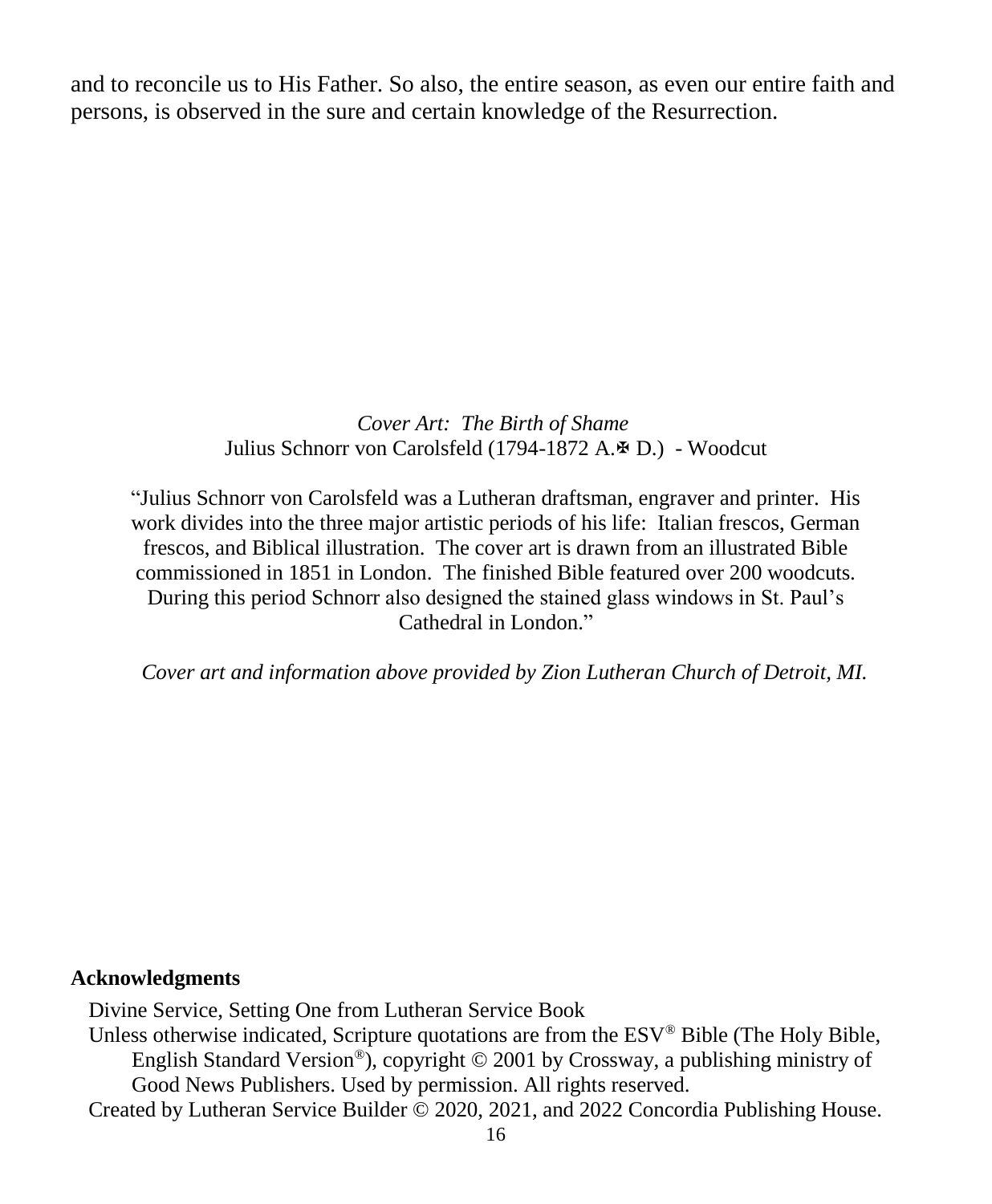and to reconcile us to His Father. So also, the entire season, as even our entire faith and persons, is observed in the sure and certain knowledge of the Resurrection.

*Cover Art: The Birth of Shame*
Julius Schnorr von Carolsfeld (1794-1872 A.✠ D.) - Woodcut

"Julius Schnorr von Carolsfeld was a Lutheran draftsman, engraver and printer. His work divides into the three major artistic periods of his life: Italian frescos, German frescos, and Biblical illustration. The cover art is drawn from an illustrated Bible commissioned in 1851 in London. The finished Bible featured over 200 woodcuts. During this period Schnorr also designed the stained glass windows in St. Paul's Cathedral in London."

*Cover art and information above provided by Zion Lutheran Church of Detroit, MI.*

**Acknowledgments**

Divine Service, Setting One from Lutheran Service Book

Unless otherwise indicated, Scripture quotations are from the ESV® Bible (The Holy Bible, English Standard Version®), copyright © 2001 by Crossway, a publishing ministry of Good News Publishers. Used by permission. All rights reserved.

Created by Lutheran Service Builder © 2020, 2021, and 2022 Concordia Publishing House.